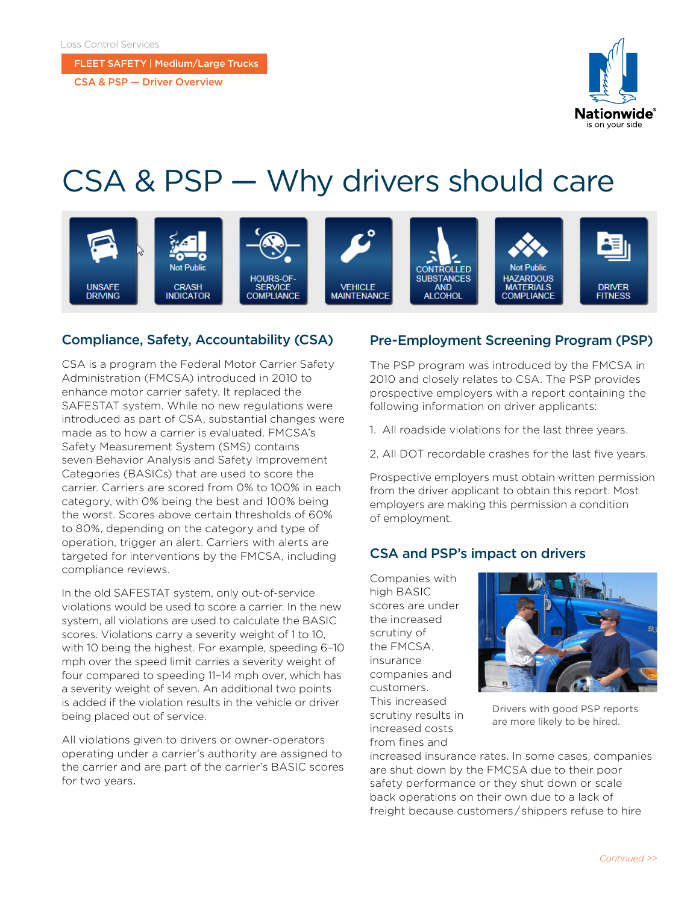Loss Control Services

**FLEET SAFETY | Medium/Large Trucks**

**CSA & PSP — Driver Overview**

# CSA & PSP — Why drivers should care

UNSAFE DRIVING | Not Public CRASH INDICATOR | HOURS-OF-SERVICE COMPLIANCE | VEHICLE MAINTENANCE | CONTROLLED SUBSTANCES AND ALCOHOL | Not Public HAZARDOUS MATERIALS COMPLIANCE | DRIVER FITNESS

## Compliance, Safety, Accountability (CSA)

CSA is a program the Federal Motor Carrier Safety Administration (FMCSA) introduced in 2010 to enhance motor carrier safety. It replaced the SAFESTAT system. While no new regulations were introduced as part of CSA, substantial changes were made as to how a carrier is evaluated. FMCSA's Safety Measurement System (SMS) contains seven Behavior Analysis and Safety Improvement Categories (BASICs) that are used to score the carrier. Carriers are scored from 0% to 100% in each category, with 0% being the best and 100% being the worst. Scores above certain thresholds of 60% to 80%, depending on the category and type of operation, trigger an alert. Carriers with alerts are targeted for interventions by the FMCSA, including compliance reviews.

In the old SAFESTAT system, only out-of-service violations would be used to score a carrier. In the new system, all violations are used to calculate the BASIC scores. Violations carry a severity weight of 1 to 10, with 10 being the highest. For example, speeding 6–10 mph over the speed limit carries a severity weight of four compared to speeding 11–14 mph over, which has a severity weight of seven. An additional two points is added if the violation results in the vehicle or driver being placed out of service.

All violations given to drivers or owner-operators operating under a carrier's authority are assigned to the carrier and are part of the carrier's BASIC scores for two years.

## Pre-Employment Screening Program (PSP)

The PSP program was introduced by the FMCSA in 2010 and closely relates to CSA. The PSP provides prospective employers with a report containing the following information on driver applicants:

1. All roadside violations for the last three years.
2. All DOT recordable crashes for the last five years.

Prospective employers must obtain written permission from the driver applicant to obtain this report. Most employers are making this permission a condition of employment.

## CSA and PSP's impact on drivers

Companies with high BASIC scores are under the increased scrutiny of the FMCSA, insurance companies and customers. This increased scrutiny results in increased costs from fines and increased insurance rates. In some cases, companies are shut down by the FMCSA due to their poor safety performance or they shut down or scale back operations on their own due to a lack of freight because customers/shippers refuse to hire

Drivers with good PSP reports are more likely to be hired.

*Continued >>*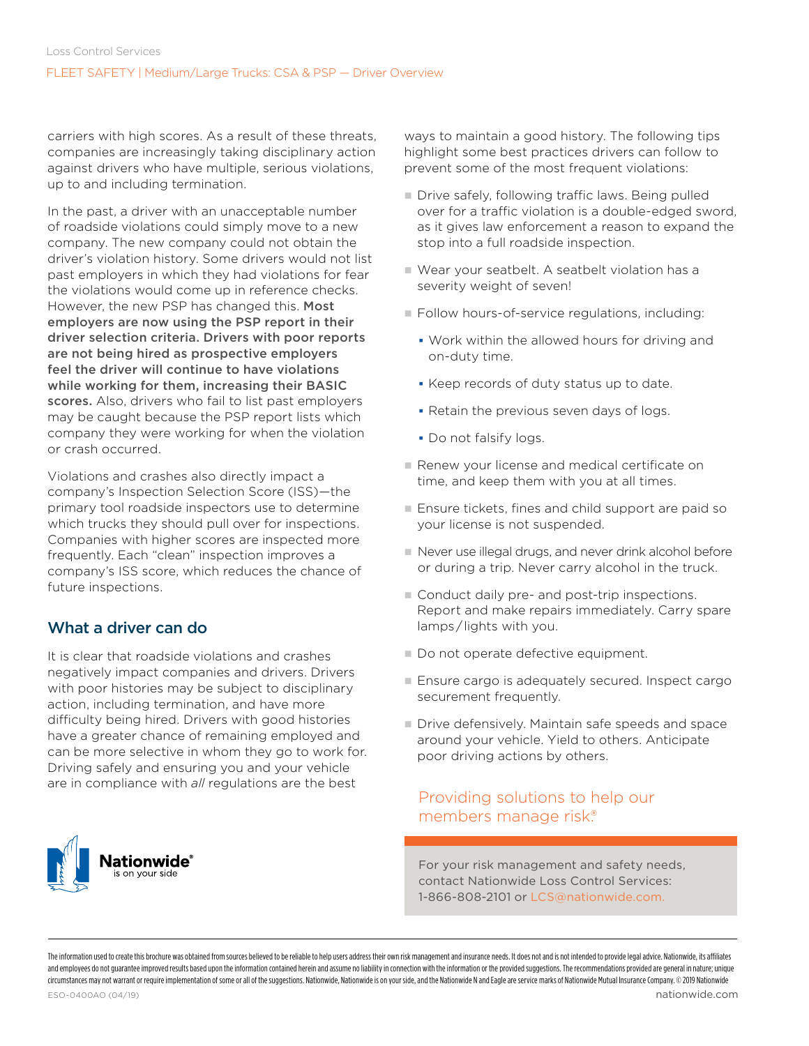carriers with high scores. As a result of these threats, companies are increasingly taking disciplinary action against drivers who have multiple, serious violations, up to and including termination.

In the past, a driver with an unacceptable number of roadside violations could simply move to a new company. The new company could not obtain the driver's violation history. Some drivers would not list past employers in which they had violations for fear the violations would come up in reference checks. However, the new PSP has changed this. **Most employers are now using the PSP report in their driver selection criteria. Drivers with poor reports are not being hired as prospective employers feel the driver will continue to have violations while working for them, increasing their BASIC scores.** Also, drivers who fail to list past employers may be caught because the PSP report lists which company they were working for when the violation or crash occurred.

Violations and crashes also directly impact a company's Inspection Selection Score (ISS)—the primary tool roadside inspectors use to determine which trucks they should pull over for inspections. Companies with higher scores are inspected more frequently. Each "clean" inspection improves a company's ISS score, which reduces the chance of future inspections.

## What a driver can do

It is clear that roadside violations and crashes negatively impact companies and drivers. Drivers with poor histories may be subject to disciplinary action, including termination, and have more difficulty being hired. Drivers with good histories have a greater chance of remaining employed and can be more selective in whom they go to work for. Driving safely and ensuring you and your vehicle are in compliance with *all* regulations are the best ways to maintain a good history. The following tips highlight some best practices drivers can follow to prevent some of the most frequent violations:

- Drive safely, following traffic laws. Being pulled over for a traffic violation is a double-edged sword, as it gives law enforcement a reason to expand the stop into a full roadside inspection.
- Wear your seatbelt. A seatbelt violation has a severity weight of seven!
- Follow hours-of-service regulations, including:
  - Work within the allowed hours for driving and on-duty time.
  - Keep records of duty status up to date.
  - Retain the previous seven days of logs.
  - Do not falsify logs.
- Renew your license and medical certificate on time, and keep them with you at all times.
- Ensure tickets, fines and child support are paid so your license is not suspended.
- Never use illegal drugs, and never drink alcohol before or during a trip. Never carry alcohol in the truck.
- Conduct daily pre- and post-trip inspections. Report and make repairs immediately. Carry spare lamps/lights with you.
- Do not operate defective equipment.
- Ensure cargo is adequately secured. Inspect cargo securement frequently.
- Drive defensively. Maintain safe speeds and space around your vehicle. Yield to others. Anticipate poor driving actions by others.

Providing solutions to help our members manage risk®

Nationwide® is on your side

For your risk management and safety needs, contact Nationwide Loss Control Services: 1-866-808-2101 or LCS@nationwide.com.

The information used to create this brochure was obtained from sources believed to be reliable to help users address their own risk management and insurance needs. It does not and is not intended to provide legal advice. Nationwide, its affiliates and employees do not guarantee improved results based upon the information contained herein and assume no liability in connection with the information or the provided suggestions. The recommendations provided are general in nature; unique circumstances may not warrant or require implementation of some or all of the suggestions. Nationwide, Nationwide is on your side, and the Nationwide N and Eagle are service marks of Nationwide Mutual Insurance Company. © 2019 Nationwide

ESO-0400AO (04/19)

nationwide.com